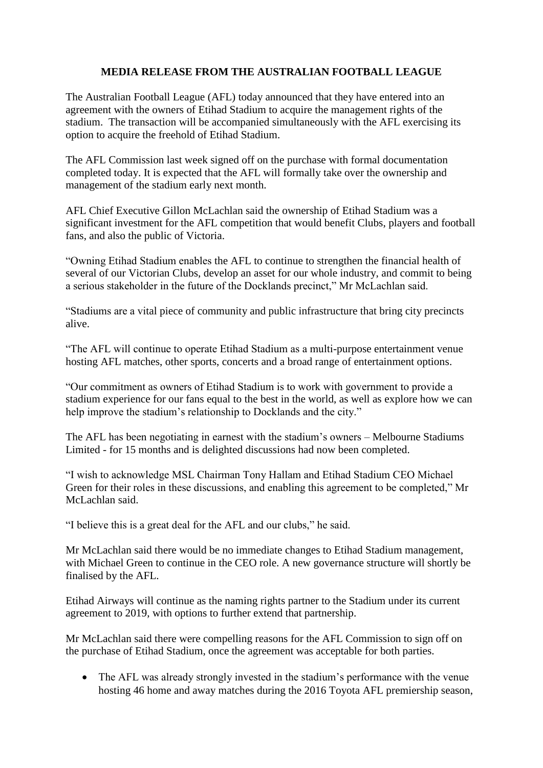# MEDIA RELEASE FROM THE AUSTRALIAN FOOTBALL LEAGUE

The Australian Football League (AFL) today announced that they have entered into an agreement with the owners of Etihad Stadium to acquire the management rights of the stadium. The transaction will be accompanied simultaneously with the AFL exercising its option to acquire the freehold of Etihad Stadium.

The AFL Commission last week signed off on the purchase with formal documentation completed today. It is expected that the AFL will formally take over the ownership and management of the stadium early next month.

AFL Chief Executive Gillon McLachlan said the ownership of Etihad Stadium was a significant investment for the AFL competition that would benefit Clubs, players and football fans, and also the public of Victoria.

"Owning Etihad Stadium enables the AFL to continue to strengthen the financial health of several of our Victorian Clubs, develop an asset for our whole industry, and commit to being a serious stakeholder in the future of the Docklands precinct," Mr McLachlan said.

"Stadiums are a vital piece of community and public infrastructure that bring city precincts alive.

"The AFL will continue to operate Etihad Stadium as a multi-purpose entertainment venue hosting AFL matches, other sports, concerts and a broad range of entertainment options.

"Our commitment as owners of Etihad Stadium is to work with government to provide a stadium experience for our fans equal to the best in the world, as well as explore how we can help improve the stadium's relationship to Docklands and the city."

The AFL has been negotiating in earnest with the stadium's owners – Melbourne Stadiums Limited - for 15 months and is delighted discussions had now been completed.

"I wish to acknowledge MSL Chairman Tony Hallam and Etihad Stadium CEO Michael Green for their roles in these discussions, and enabling this agreement to be completed," Mr McLachlan said.

"I believe this is a great deal for the AFL and our clubs," he said.

Mr McLachlan said there would be no immediate changes to Etihad Stadium management, with Michael Green to continue in the CEO role. A new governance structure will shortly be finalised by the AFL.

Etihad Airways will continue as the naming rights partner to the Stadium under its current agreement to 2019, with options to further extend that partnership.

Mr McLachlan said there were compelling reasons for the AFL Commission to sign off on the purchase of Etihad Stadium, once the agreement was acceptable for both parties.

- The AFL was already strongly invested in the stadium's performance with the venue hosting 46 home and away matches during the 2016 Toyota AFL premiership season,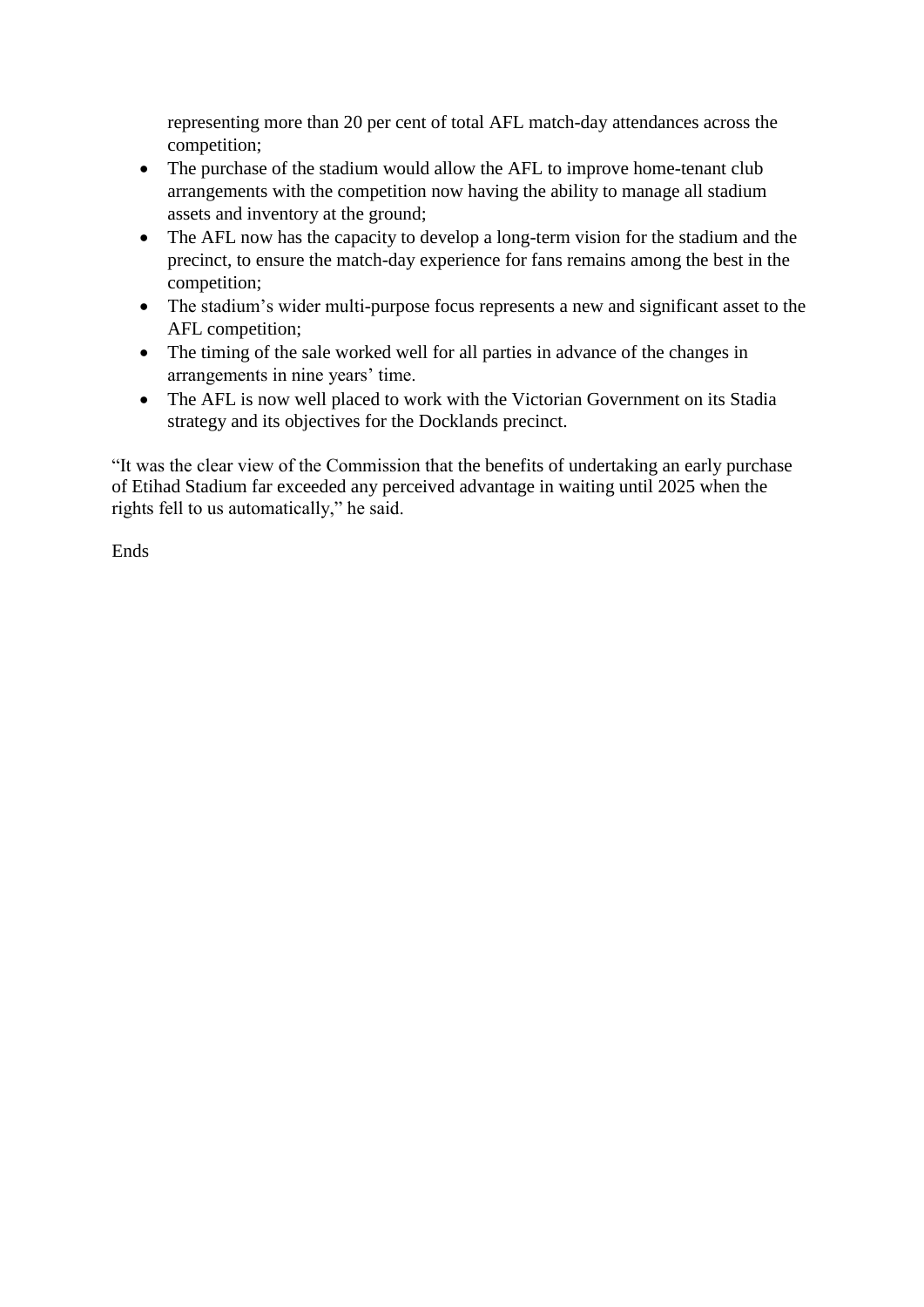representing more than 20 per cent of total AFL match-day attendances across the competition;

- The purchase of the stadium would allow the AFL to improve home-tenant club arrangements with the competition now having the ability to manage all stadium assets and inventory at the ground;
- The AFL now has the capacity to develop a long-term vision for the stadium and the precinct, to ensure the match-day experience for fans remains among the best in the competition;
- The stadium's wider multi-purpose focus represents a new and significant asset to the AFL competition;
- The timing of the sale worked well for all parties in advance of the changes in arrangements in nine years' time.
- The AFL is now well placed to work with the Victorian Government on its Stadia strategy and its objectives for the Docklands precinct.

"It was the clear view of the Commission that the benefits of undertaking an early purchase of Etihad Stadium far exceeded any perceived advantage in waiting until 2025 when the rights fell to us automatically," he said.

Ends